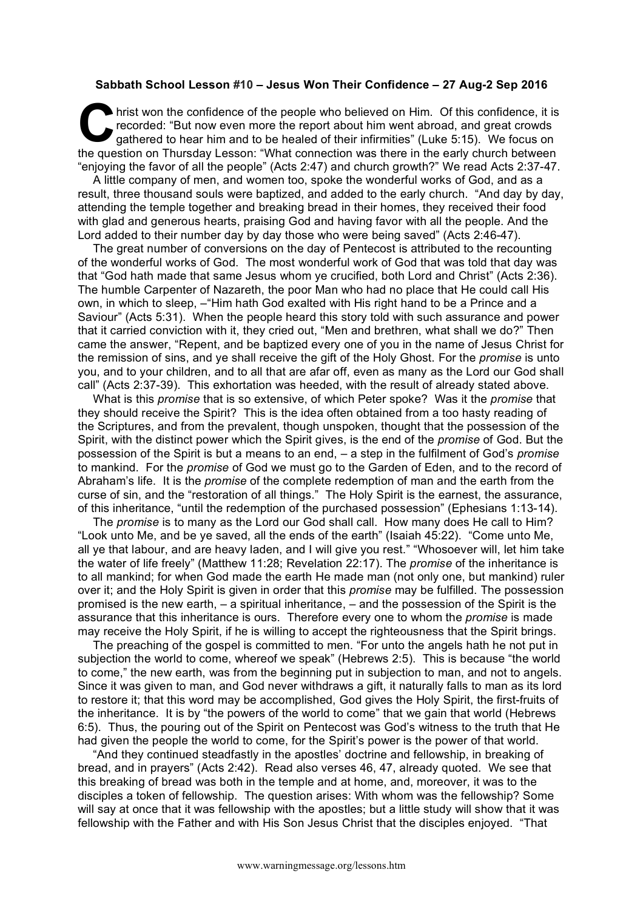**Sabbath School Lesson #10 – Jesus Won Their Confidence – 27 Aug-2 Sep 2016**

Christ won the confidence of the people who believed on Him. Of this confidence, it is recorded: "But now even more the report about him went abroad, and great crowds gathered to hear him and to be healed of their infirmities" (Luke 5:15). We focus on the question on Thursday Lesson: "What connection was there in the early church between "enjoying the favor of all the people" (Acts 2:47) and church growth?" We read Acts 2:37-47.

A little company of men, and women too, spoke the wonderful works of God, and as a result, three thousand souls were baptized, and added to the early church. "And day by day, attending the temple together and breaking bread in their homes, they received their food with glad and generous hearts, praising God and having favor with all the people. And the Lord added to their number day by day those who were being saved" (Acts 2:46-47).

The great number of conversions on the day of Pentecost is attributed to the recounting of the wonderful works of God. The most wonderful work of God that was told that day was that "God hath made that same Jesus whom ye crucified, both Lord and Christ" (Acts 2:36). The humble Carpenter of Nazareth, the poor Man who had no place that He could call His own, in which to sleep, –"Him hath God exalted with His right hand to be a Prince and a Saviour" (Acts 5:31). When the people heard this story told with such assurance and power that it carried conviction with it, they cried out, "Men and brethren, what shall we do?" Then came the answer, "Repent, and be baptized every one of you in the name of Jesus Christ for the remission of sins, and ye shall receive the gift of the Holy Ghost. For the *promise* is unto you, and to your children, and to all that are afar off, even as many as the Lord our God shall call" (Acts 2:37-39). This exhortation was heeded, with the result of already stated above.

What is this *promise* that is so extensive, of which Peter spoke? Was it the *promise* that they should receive the Spirit? This is the idea often obtained from a too hasty reading of the Scriptures, and from the prevalent, though unspoken, thought that the possession of the Spirit, with the distinct power which the Spirit gives, is the end of the *promise* of God. But the possession of the Spirit is but a means to an end, – a step in the fulfilment of God's *promise* to mankind. For the *promise* of God we must go to the Garden of Eden, and to the record of Abraham's life. It is the *promise* of the complete redemption of man and the earth from the curse of sin, and the "restoration of all things." The Holy Spirit is the earnest, the assurance, of this inheritance, "until the redemption of the purchased possession" (Ephesians 1:13-14).

The *promise* is to many as the Lord our God shall call. How many does He call to Him? "Look unto Me, and be ye saved, all the ends of the earth" (Isaiah 45:22). "Come unto Me, all ye that labour, and are heavy laden, and I will give you rest." "Whosoever will, let him take the water of life freely" (Matthew 11:28; Revelation 22:17). The *promise* of the inheritance is to all mankind; for when God made the earth He made man (not only one, but mankind) ruler over it; and the Holy Spirit is given in order that this *promise* may be fulfilled. The possession promised is the new earth, – a spiritual inheritance, – and the possession of the Spirit is the assurance that this inheritance is ours. Therefore every one to whom the *promise* is made may receive the Holy Spirit, if he is willing to accept the righteousness that the Spirit brings.

The preaching of the gospel is committed to men. "For unto the angels hath he not put in subjection the world to come, whereof we speak" (Hebrews 2:5). This is because "the world to come," the new earth, was from the beginning put in subjection to man, and not to angels. Since it was given to man, and God never withdraws a gift, it naturally falls to man as its lord to restore it; that this word may be accomplished, God gives the Holy Spirit, the first-fruits of the inheritance. It is by "the powers of the world to come" that we gain that world (Hebrews 6:5). Thus, the pouring out of the Spirit on Pentecost was God's witness to the truth that He had given the people the world to come, for the Spirit's power is the power of that world.

"And they continued steadfastly in the apostles' doctrine and fellowship, in breaking of bread, and in prayers" (Acts 2:42). Read also verses 46, 47, already quoted. We see that this breaking of bread was both in the temple and at home, and, moreover, it was to the disciples a token of fellowship. The question arises: With whom was the fellowship? Some will say at once that it was fellowship with the apostles; but a little study will show that it was fellowship with the Father and with His Son Jesus Christ that the disciples enjoyed. "That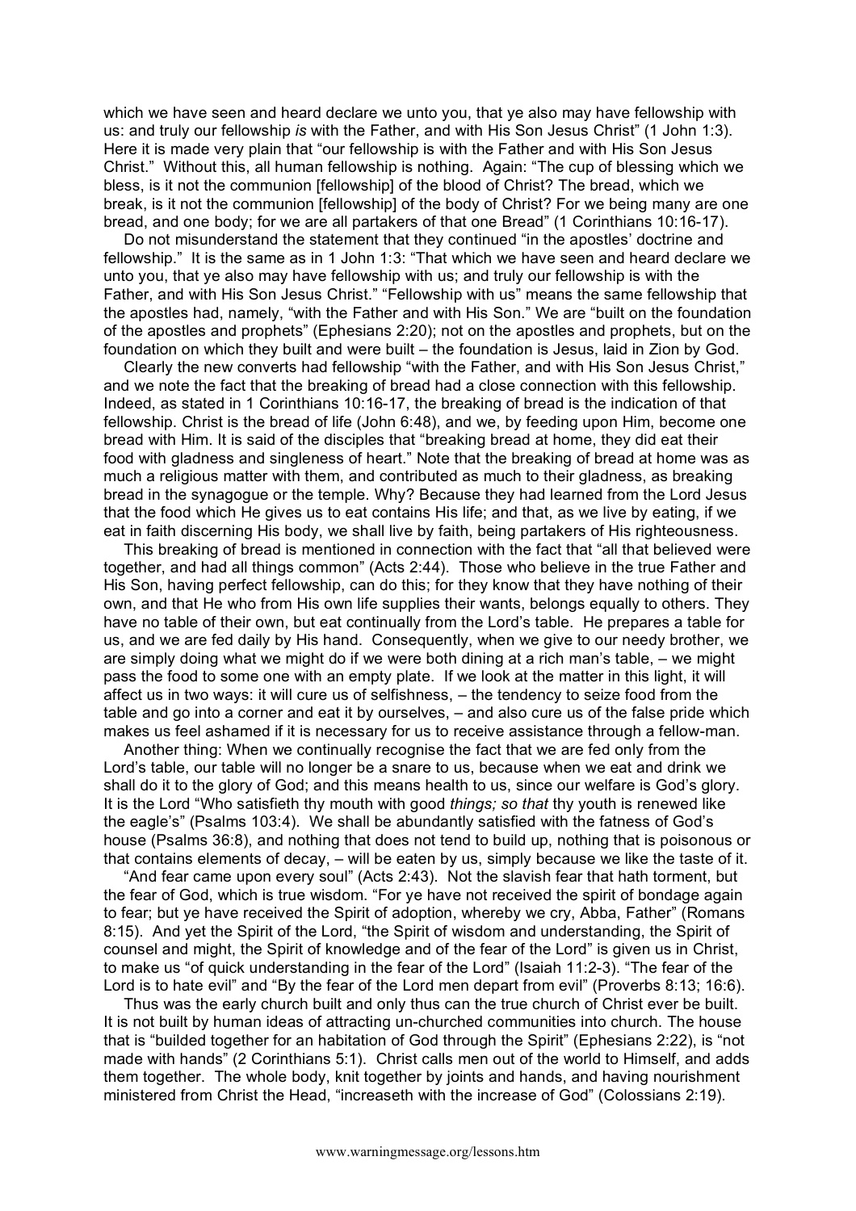which we have seen and heard declare we unto you, that ye also may have fellowship with us: and truly our fellowship *is* with the Father, and with His Son Jesus Christ" (1 John 1:3). Here it is made very plain that "our fellowship is with the Father and with His Son Jesus Christ." Without this, all human fellowship is nothing. Again: "The cup of blessing which we bless, is it not the communion [fellowship] of the blood of Christ? The bread, which we break, is it not the communion [fellowship] of the body of Christ? For we being many are one bread, and one body; for we are all partakers of that one Bread" (1 Corinthians 10:16-17).

Do not misunderstand the statement that they continued "in the apostles' doctrine and fellowship." It is the same as in 1 John 1:3: "That which we have seen and heard declare we unto you, that ye also may have fellowship with us; and truly our fellowship is with the Father, and with His Son Jesus Christ." "Fellowship with us" means the same fellowship that the apostles had, namely, "with the Father and with His Son." We are "built on the foundation of the apostles and prophets" (Ephesians 2:20); not on the apostles and prophets, but on the foundation on which they built and were built – the foundation is Jesus, laid in Zion by God.

Clearly the new converts had fellowship "with the Father, and with His Son Jesus Christ," and we note the fact that the breaking of bread had a close connection with this fellowship. Indeed, as stated in 1 Corinthians 10:16-17, the breaking of bread is the indication of that fellowship. Christ is the bread of life (John 6:48), and we, by feeding upon Him, become one bread with Him. It is said of the disciples that "breaking bread at home, they did eat their food with gladness and singleness of heart." Note that the breaking of bread at home was as much a religious matter with them, and contributed as much to their gladness, as breaking bread in the synagogue or the temple. Why? Because they had learned from the Lord Jesus that the food which He gives us to eat contains His life; and that, as we live by eating, if we eat in faith discerning His body, we shall live by faith, being partakers of His righteousness.

This breaking of bread is mentioned in connection with the fact that "all that believed were together, and had all things common" (Acts 2:44). Those who believe in the true Father and His Son, having perfect fellowship, can do this; for they know that they have nothing of their own, and that He who from His own life supplies their wants, belongs equally to others. They have no table of their own, but eat continually from the Lord's table. He prepares a table for us, and we are fed daily by His hand. Consequently, when we give to our needy brother, we are simply doing what we might do if we were both dining at a rich man's table, – we might pass the food to some one with an empty plate. If we look at the matter in this light, it will affect us in two ways: it will cure us of selfishness, – the tendency to seize food from the table and go into a corner and eat it by ourselves, – and also cure us of the false pride which makes us feel ashamed if it is necessary for us to receive assistance through a fellow-man.

Another thing: When we continually recognise the fact that we are fed only from the Lord's table, our table will no longer be a snare to us, because when we eat and drink we shall do it to the glory of God; and this means health to us, since our welfare is God's glory. It is the Lord "Who satisfieth thy mouth with good *things; so that* thy youth is renewed like the eagle's" (Psalms 103:4). We shall be abundantly satisfied with the fatness of God's house (Psalms 36:8), and nothing that does not tend to build up, nothing that is poisonous or that contains elements of decay, – will be eaten by us, simply because we like the taste of it.

"And fear came upon every soul" (Acts 2:43). Not the slavish fear that hath torment, but the fear of God, which is true wisdom. "For ye have not received the spirit of bondage again to fear; but ye have received the Spirit of adoption, whereby we cry, Abba, Father" (Romans 8:15). And yet the Spirit of the Lord, "the Spirit of wisdom and understanding, the Spirit of counsel and might, the Spirit of knowledge and of the fear of the Lord" is given us in Christ, to make us "of quick understanding in the fear of the Lord" (Isaiah 11:2-3). "The fear of the Lord is to hate evil" and "By the fear of the Lord men depart from evil" (Proverbs 8:13; 16:6).

Thus was the early church built and only thus can the true church of Christ ever be built. It is not built by human ideas of attracting un-churched communities into church. The house that is "builded together for an habitation of God through the Spirit" (Ephesians 2:22), is "not made with hands" (2 Corinthians 5:1). Christ calls men out of the world to Himself, and adds them together. The whole body, knit together by joints and hands, and having nourishment ministered from Christ the Head, "increaseth with the increase of God" (Colossians 2:19).

www.warningmessage.org/lessons.htm